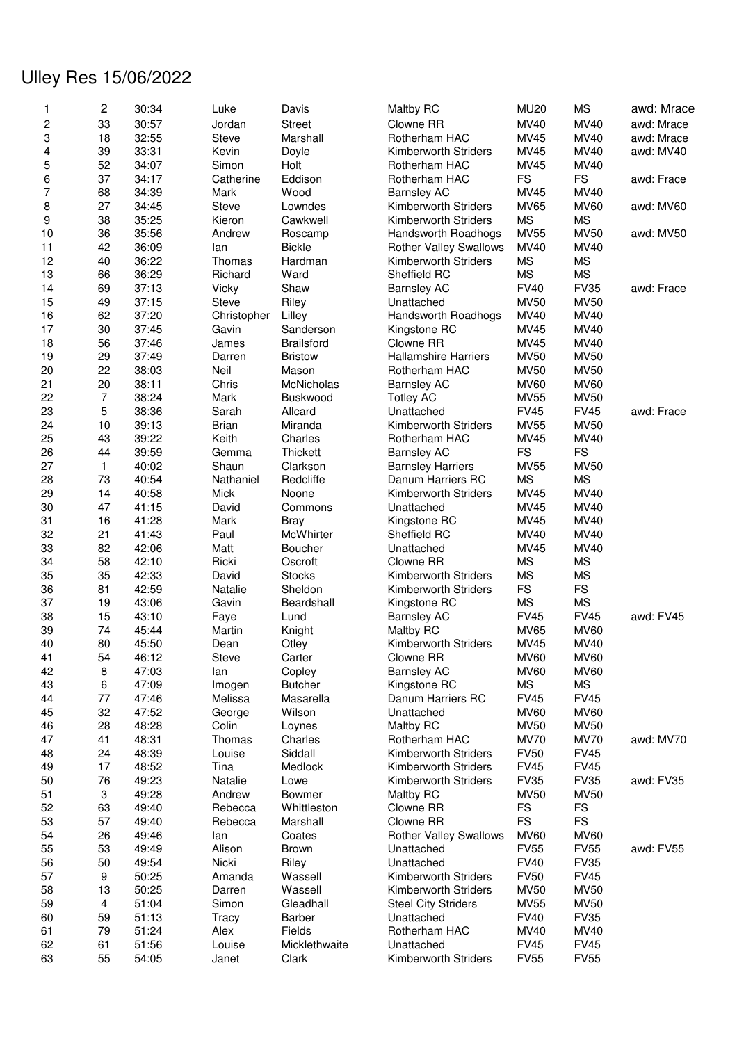# Ulley Res 15/06/2022

| | | | | | | | | |
|---|---|---|---|---|---|---|---|---|
| 1 | 2 | 30:34 | Luke | Davis | Maltby RC | MU20 | MS | awd: Mrace |
| 2 | 33 | 30:57 | Jordan | Street | Clowne RR | MV40 | MV40 | awd: Mrace |
| 3 | 18 | 32:55 | Steve | Marshall | Rotherham HAC | MV45 | MV40 | awd: Mrace |
| 4 | 39 | 33:31 | Kevin | Doyle | Kimberworth Striders | MV45 | MV40 | awd: MV40 |
| 5 | 52 | 34:07 | Simon | Holt | Rotherham HAC | MV45 | MV40 | |
| 6 | 37 | 34:17 | Catherine | Eddison | Rotherham HAC | FS | FS | awd: Frace |
| 7 | 68 | 34:39 | Mark | Wood | Barnsley AC | MV45 | MV40 | |
| 8 | 27 | 34:45 | Steve | Lowndes | Kimberworth Striders | MV65 | MV60 | awd: MV60 |
| 9 | 38 | 35:25 | Kieron | Cawkwell | Kimberworth Striders | MS | MS | |
| 10 | 36 | 35:56 | Andrew | Roscamp | Handsworth Roadhogs | MV55 | MV50 | awd: MV50 |
| 11 | 42 | 36:09 | Ian | Bickle | Rother Valley Swallows | MV40 | MV40 | |
| 12 | 40 | 36:22 | Thomas | Hardman | Kimberworth Striders | MS | MS | |
| 13 | 66 | 36:29 | Richard | Ward | Sheffield RC | MS | MS | |
| 14 | 69 | 37:13 | Vicky | Shaw | Barnsley AC | FV40 | FV35 | awd: Frace |
| 15 | 49 | 37:15 | Steve | Riley | Unattached | MV50 | MV50 | |
| 16 | 62 | 37:20 | Christopher | Lilley | Handsworth Roadhogs | MV40 | MV40 | |
| 17 | 30 | 37:45 | Gavin | Sanderson | Kingstone RC | MV45 | MV40 | |
| 18 | 56 | 37:46 | James | Brailsford | Clowne RR | MV45 | MV40 | |
| 19 | 29 | 37:49 | Darren | Bristow | Hallamshire Harriers | MV50 | MV50 | |
| 20 | 22 | 38:03 | Neil | Mason | Rotherham HAC | MV50 | MV50 | |
| 21 | 20 | 38:11 | Chris | McNicholas | Barnsley AC | MV60 | MV60 | |
| 22 | 7 | 38:24 | Mark | Buskwood | Totley AC | MV55 | MV50 | |
| 23 | 5 | 38:36 | Sarah | Allcard | Unattached | FV45 | FV45 | awd: Frace |
| 24 | 10 | 39:13 | Brian | Miranda | Kimberworth Striders | MV55 | MV50 | |
| 25 | 43 | 39:22 | Keith | Charles | Rotherham HAC | MV45 | MV40 | |
| 26 | 44 | 39:59 | Gemma | Thickett | Barnsley AC | FS | FS | |
| 27 | 1 | 40:02 | Shaun | Clarkson | Barnsley Harriers | MV55 | MV50 | |
| 28 | 73 | 40:54 | Nathaniel | Redcliffe | Danum Harriers RC | MS | MS | |
| 29 | 14 | 40:58 | Mick | Noone | Kimberworth Striders | MV45 | MV40 | |
| 30 | 47 | 41:15 | David | Commons | Unattached | MV45 | MV40 | |
| 31 | 16 | 41:28 | Mark | Bray | Kingstone RC | MV45 | MV40 | |
| 32 | 21 | 41:43 | Paul | McWhirter | Sheffield RC | MV40 | MV40 | |
| 33 | 82 | 42:06 | Matt | Boucher | Unattached | MV45 | MV40 | |
| 34 | 58 | 42:10 | Ricki | Oscroft | Clowne RR | MS | MS | |
| 35 | 35 | 42:33 | David | Stocks | Kimberworth Striders | MS | MS | |
| 36 | 81 | 42:59 | Natalie | Sheldon | Kimberworth Striders | FS | FS | |
| 37 | 19 | 43:06 | Gavin | Beardshall | Kingstone RC | MS | MS | |
| 38 | 15 | 43:10 | Faye | Lund | Barnsley AC | FV45 | FV45 | awd: FV45 |
| 39 | 74 | 45:44 | Martin | Knight | Maltby RC | MV65 | MV60 | |
| 40 | 80 | 45:50 | Dean | Otley | Kimberworth Striders | MV45 | MV40 | |
| 41 | 54 | 46:12 | Steve | Carter | Clowne RR | MV60 | MV60 | |
| 42 | 8 | 47:03 | Ian | Copley | Barnsley AC | MV60 | MV60 | |
| 43 | 6 | 47:09 | Imogen | Butcher | Kingstone RC | MS | MS | |
| 44 | 77 | 47:46 | Melissa | Masarella | Danum Harriers RC | FV45 | FV45 | |
| 45 | 32 | 47:52 | George | Wilson | Unattached | MV60 | MV60 | |
| 46 | 28 | 48:28 | Colin | Loynes | Maltby RC | MV50 | MV50 | |
| 47 | 41 | 48:31 | Thomas | Charles | Rotherham HAC | MV70 | MV70 | awd: MV70 |
| 48 | 24 | 48:39 | Louise | Siddall | Kimberworth Striders | FV50 | FV45 | |
| 49 | 17 | 48:52 | Tina | Medlock | Kimberworth Striders | FV45 | FV45 | |
| 50 | 76 | 49:23 | Natalie | Lowe | Kimberworth Striders | FV35 | FV35 | awd: FV35 |
| 51 | 3 | 49:28 | Andrew | Bowmer | Maltby RC | MV50 | MV50 | |
| 52 | 63 | 49:40 | Rebecca | Whittleston | Clowne RR | FS | FS | |
| 53 | 57 | 49:40 | Rebecca | Marshall | Clowne RR | FS | FS | |
| 54 | 26 | 49:46 | Ian | Coates | Rother Valley Swallows | MV60 | MV60 | |
| 55 | 53 | 49:49 | Alison | Brown | Unattached | FV55 | FV55 | awd: FV55 |
| 56 | 50 | 49:54 | Nicki | Riley | Unattached | FV40 | FV35 | |
| 57 | 9 | 50:25 | Amanda | Wassell | Kimberworth Striders | FV50 | FV45 | |
| 58 | 13 | 50:25 | Darren | Wassell | Kimberworth Striders | MV50 | MV50 | |
| 59 | 4 | 51:04 | Simon | Gleadhall | Steel City Striders | MV55 | MV50 | |
| 60 | 59 | 51:13 | Tracy | Barber | Unattached | FV40 | FV35 | |
| 61 | 79 | 51:24 | Alex | Fields | Rotherham HAC | MV40 | MV40 | |
| 62 | 61 | 51:56 | Louise | Micklethwaite | Unattached | FV45 | FV45 | |
| 63 | 55 | 54:05 | Janet | Clark | Kimberworth Striders | FV55 | FV55 | |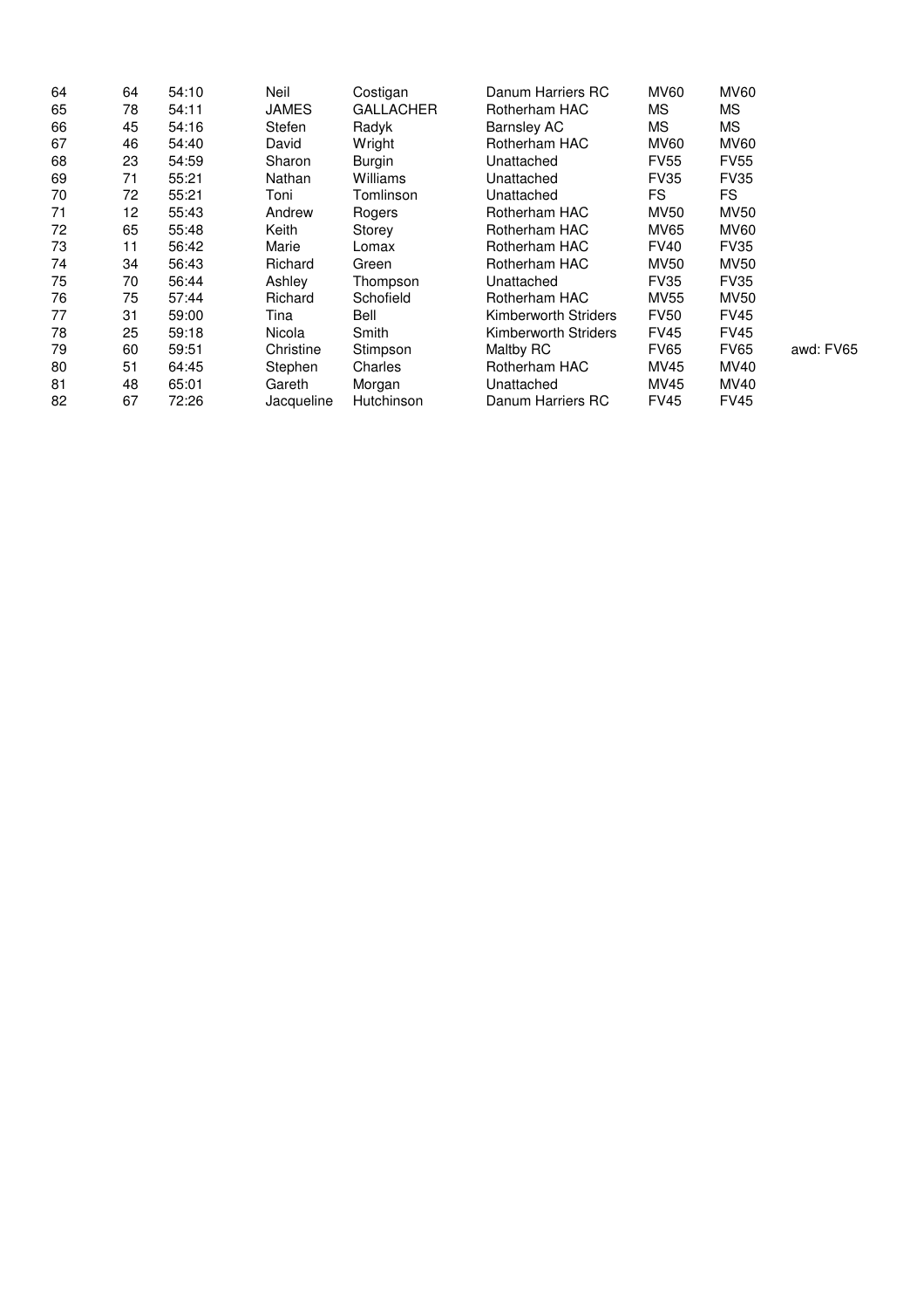| | | | | | | | | |
|---|---|---|---|---|---|---|---|---|
| 64 | 64 | 54:10 | Neil | Costigan | Danum Harriers RC | MV60 | MV60 | |
| 65 | 78 | 54:11 | JAMES | GALLACHER | Rotherham HAC | MS | MS | |
| 66 | 45 | 54:16 | Stefen | Radyk | Barnsley AC | MS | MS | |
| 67 | 46 | 54:40 | David | Wright | Rotherham HAC | MV60 | MV60 | |
| 68 | 23 | 54:59 | Sharon | Burgin | Unattached | FV55 | FV55 | |
| 69 | 71 | 55:21 | Nathan | Williams | Unattached | FV35 | FV35 | |
| 70 | 72 | 55:21 | Toni | Tomlinson | Unattached | FS | FS | |
| 71 | 12 | 55:43 | Andrew | Rogers | Rotherham HAC | MV50 | MV50 | |
| 72 | 65 | 55:48 | Keith | Storey | Rotherham HAC | MV65 | MV60 | |
| 73 | 11 | 56:42 | Marie | Lomax | Rotherham HAC | FV40 | FV35 | |
| 74 | 34 | 56:43 | Richard | Green | Rotherham HAC | MV50 | MV50 | |
| 75 | 70 | 56:44 | Ashley | Thompson | Unattached | FV35 | FV35 | |
| 76 | 75 | 57:44 | Richard | Schofield | Rotherham HAC | MV55 | MV50 | |
| 77 | 31 | 59:00 | Tina | Bell | Kimberworth Striders | FV50 | FV45 | |
| 78 | 25 | 59:18 | Nicola | Smith | Kimberworth Striders | FV45 | FV45 | |
| 79 | 60 | 59:51 | Christine | Stimpson | Maltby RC | FV65 | FV65 | awd: FV65 |
| 80 | 51 | 64:45 | Stephen | Charles | Rotherham HAC | MV45 | MV40 | |
| 81 | 48 | 65:01 | Gareth | Morgan | Unattached | MV45 | MV40 | |
| 82 | 67 | 72:26 | Jacqueline | Hutchinson | Danum Harriers RC | FV45 | FV45 | |